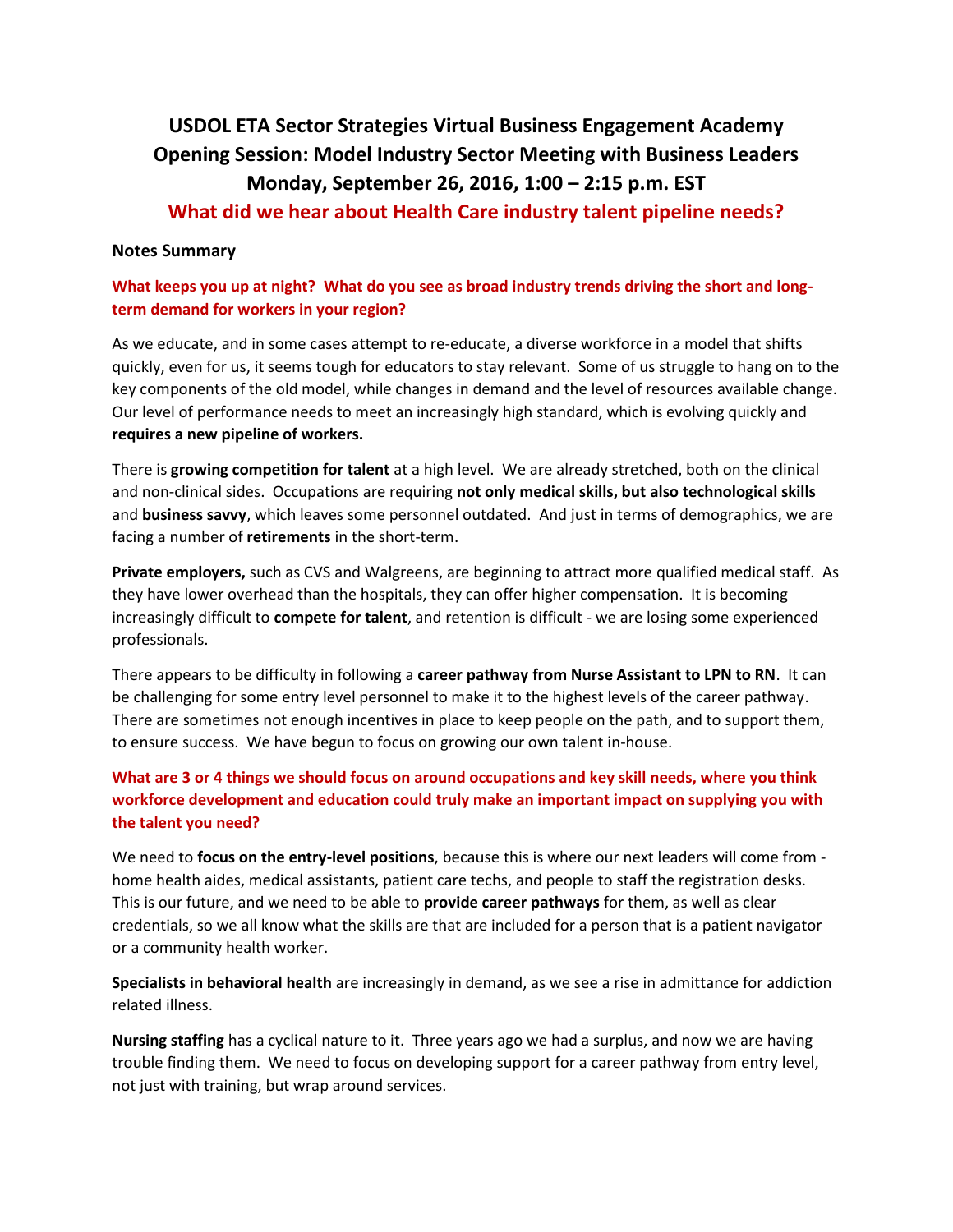# USDOL ETA Sector Strategies Virtual Business Engagement Academy
# Opening Session: Model Industry Sector Meeting with Business Leaders
# Monday, September 26, 2016, 1:00 – 2:15 p.m. EST

## What did we hear about Health Care industry talent pipeline needs?

**Notes Summary**

### What keeps you up at night? What do you see as broad industry trends driving the short and long-term demand for workers in your region?

As we educate, and in some cases attempt to re-educate, a diverse workforce in a model that shifts quickly, even for us, it seems tough for educators to stay relevant. Some of us struggle to hang on to the key components of the old model, while changes in demand and the level of resources available change. Our level of performance needs to meet an increasingly high standard, which is evolving quickly and **requires a new pipeline of workers.**

There is **growing competition for talent** at a high level. We are already stretched, both on the clinical and non-clinical sides. Occupations are requiring **not only medical skills, but also technological skills** and **business savvy**, which leaves some personnel outdated. And just in terms of demographics, we are facing a number of **retirements** in the short-term.

**Private employers,** such as CVS and Walgreens, are beginning to attract more qualified medical staff. As they have lower overhead than the hospitals, they can offer higher compensation. It is becoming increasingly difficult to **compete for talent**, and retention is difficult - we are losing some experienced professionals.

There appears to be difficulty in following a **career pathway from Nurse Assistant to LPN to RN**. It can be challenging for some entry level personnel to make it to the highest levels of the career pathway. There are sometimes not enough incentives in place to keep people on the path, and to support them, to ensure success. We have begun to focus on growing our own talent in-house.

### What are 3 or 4 things we should focus on around occupations and key skill needs, where you think workforce development and education could truly make an important impact on supplying you with the talent you need?

We need to **focus on the entry-level positions**, because this is where our next leaders will come from - home health aides, medical assistants, patient care techs, and people to staff the registration desks. This is our future, and we need to be able to **provide career pathways** for them, as well as clear credentials, so we all know what the skills are that are included for a person that is a patient navigator or a community health worker.

**Specialists in behavioral health** are increasingly in demand, as we see a rise in admittance for addiction related illness.

**Nursing staffing** has a cyclical nature to it. Three years ago we had a surplus, and now we are having trouble finding them. We need to focus on developing support for a career pathway from entry level, not just with training, but wrap around services.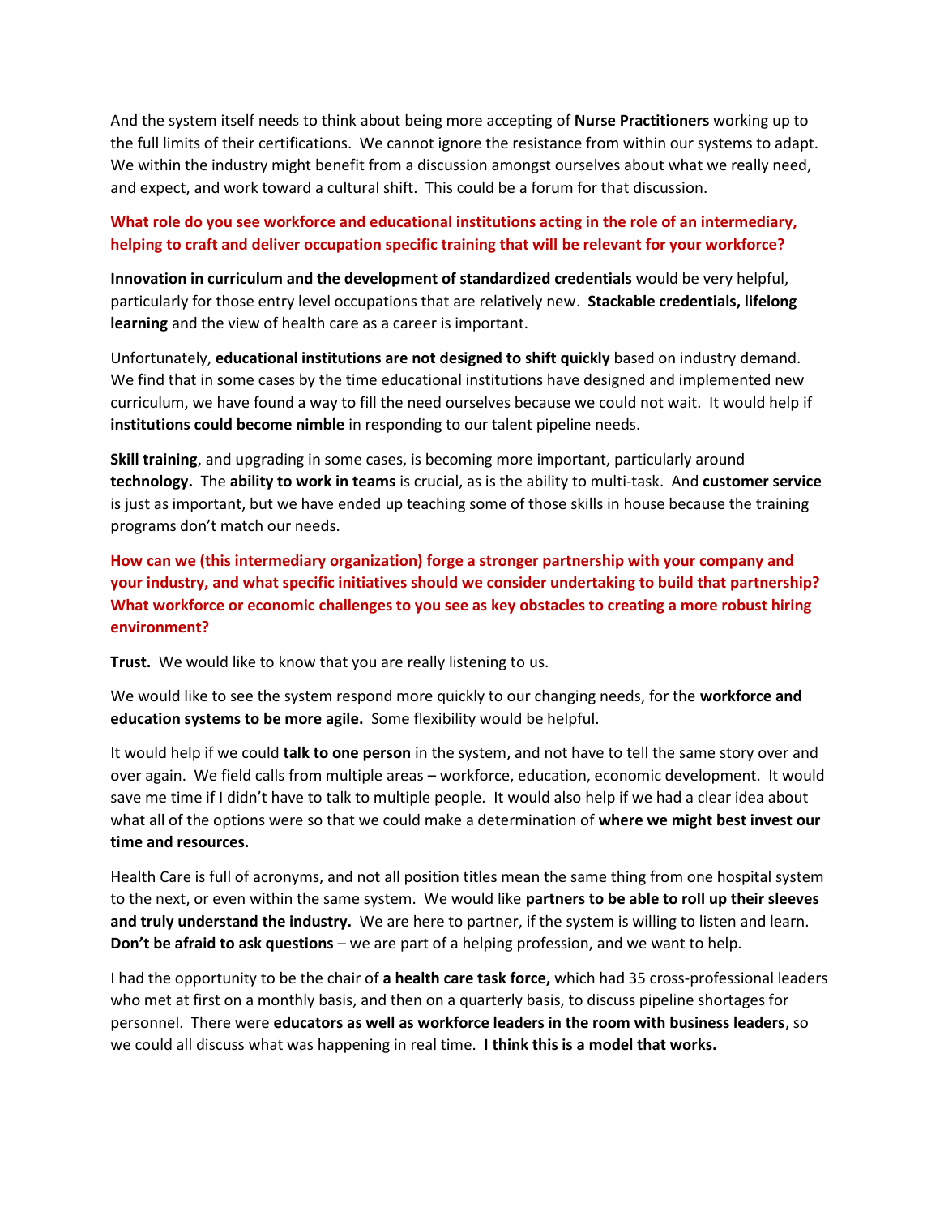And the system itself needs to think about being more accepting of **Nurse Practitioners** working up to the full limits of their certifications. We cannot ignore the resistance from within our systems to adapt. We within the industry might benefit from a discussion amongst ourselves about what we really need, and expect, and work toward a cultural shift. This could be a forum for that discussion.

**What role do you see workforce and educational institutions acting in the role of an intermediary, helping to craft and deliver occupation specific training that will be relevant for your workforce?**

**Innovation in curriculum and the development of standardized credentials** would be very helpful, particularly for those entry level occupations that are relatively new. **Stackable credentials, lifelong learning** and the view of health care as a career is important.

Unfortunately, **educational institutions are not designed to shift quickly** based on industry demand. We find that in some cases by the time educational institutions have designed and implemented new curriculum, we have found a way to fill the need ourselves because we could not wait. It would help if **institutions could become nimble** in responding to our talent pipeline needs.

**Skill training**, and upgrading in some cases, is becoming more important, particularly around **technology.** The **ability to work in teams** is crucial, as is the ability to multi-task. And **customer service** is just as important, but we have ended up teaching some of those skills in house because the training programs don't match our needs.

**How can we (this intermediary organization) forge a stronger partnership with your company and your industry, and what specific initiatives should we consider undertaking to build that partnership? What workforce or economic challenges to you see as key obstacles to creating a more robust hiring environment?**

**Trust.** We would like to know that you are really listening to us.

We would like to see the system respond more quickly to our changing needs, for the **workforce and education systems to be more agile.** Some flexibility would be helpful.

It would help if we could **talk to one person** in the system, and not have to tell the same story over and over again. We field calls from multiple areas – workforce, education, economic development. It would save me time if I didn't have to talk to multiple people. It would also help if we had a clear idea about what all of the options were so that we could make a determination of **where we might best invest our time and resources.**

Health Care is full of acronyms, and not all position titles mean the same thing from one hospital system to the next, or even within the same system. We would like **partners to be able to roll up their sleeves and truly understand the industry.** We are here to partner, if the system is willing to listen and learn. **Don't be afraid to ask questions** – we are part of a helping profession, and we want to help.

I had the opportunity to be the chair of **a health care task force,** which had 35 cross-professional leaders who met at first on a monthly basis, and then on a quarterly basis, to discuss pipeline shortages for personnel. There were **educators as well as workforce leaders in the room with business leaders**, so we could all discuss what was happening in real time. **I think this is a model that works.**